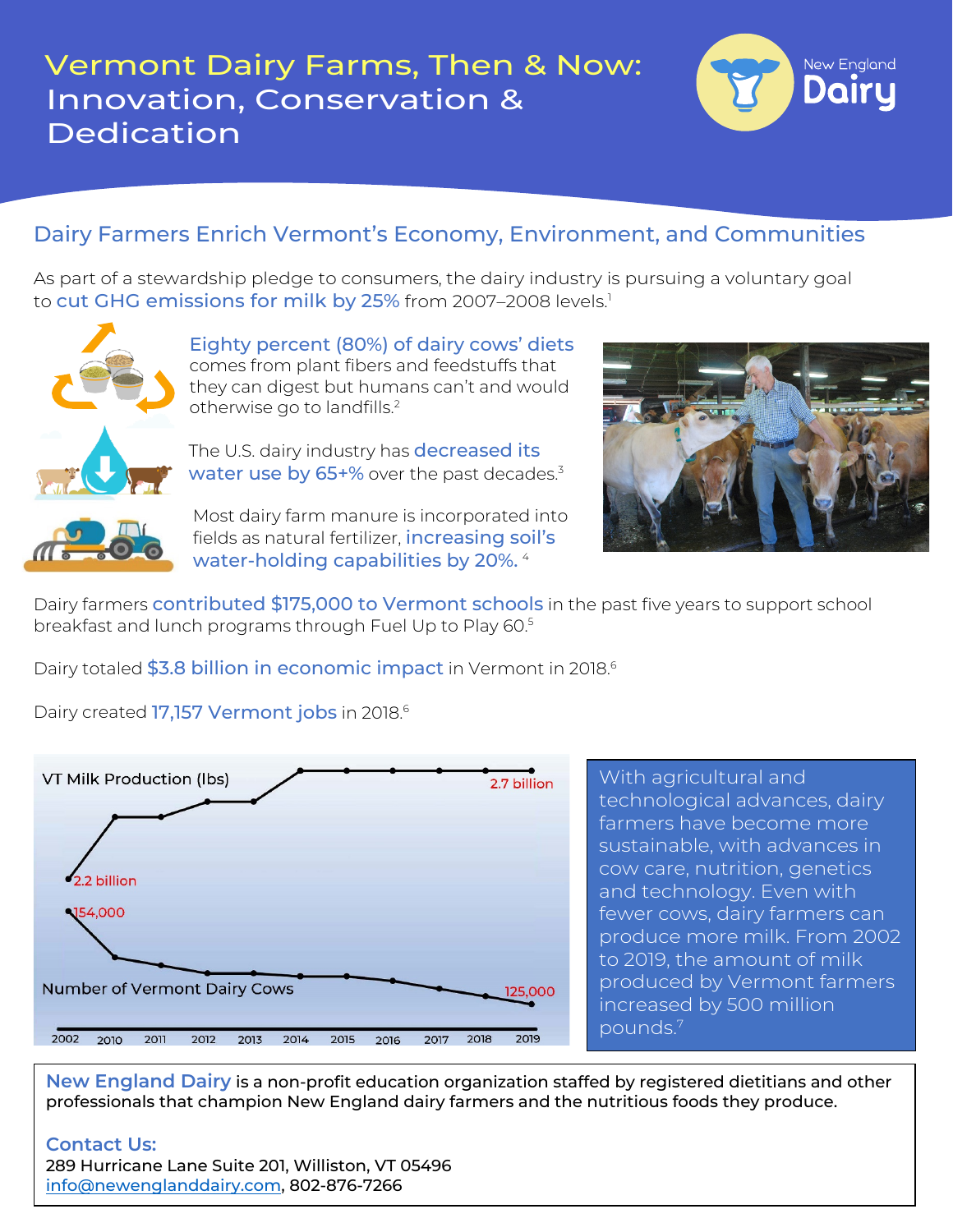# Vermont Dairy Farms, Then & Now: Innovation, Conservation & Dedication

New England Dairy

## Dairy Farmers Enrich Vermont's Economy, Environment, and Communities

As part of a stewardship pledge to consumers, the dairy industry is pursuing a voluntary goal to cut GHG emissions for milk by 25% from 2007–2008 levels.[1]

Eighty percent (80%) of dairy cows' diets comes from plant fibers and feedstuffs that they can digest but humans can't and would otherwise go to landfills.[2]

The U.S. dairy industry has decreased its water use by 65+% over the past decades.[3]

Most dairy farm manure is incorporated into fields as natural fertilizer, increasing soil's water-holding capabilities by 20%.[4]

Dairy farmers contributed $175,000 to Vermont schools in the past five years to support school breakfast and lunch programs through Fuel Up to Play 60.[5]

Dairy totaled $3.8 billion in economic impact in Vermont in 2018.[6]

Dairy created 17,157 Vermont jobs in 2018.[6]

VT Milk Production (lbs): 2.2 billion (2002) → 2.7 billion (2019)

Number of Vermont Dairy Cows: 154,000 (2002) → 125,000 (2019)

2002 2010 2011 2012 2013 2014 2015 2016 2017 2018 2019

With agricultural and technological advances, dairy farmers have become more sustainable, with advances in cow care, nutrition, genetics and technology. Even with fewer cows, dairy farmers can produce more milk. From 2002 to 2019, the amount of milk produced by Vermont farmers increased by 500 million pounds.[7]

**New England Dairy** is a non-profit education organization staffed by registered dietitians and other professionals that champion New England dairy farmers and the nutritious foods they produce.

**Contact Us:**
289 Hurricane Lane Suite 201, Williston, VT 05496
info@newenglanddairy.com, 802-876-7266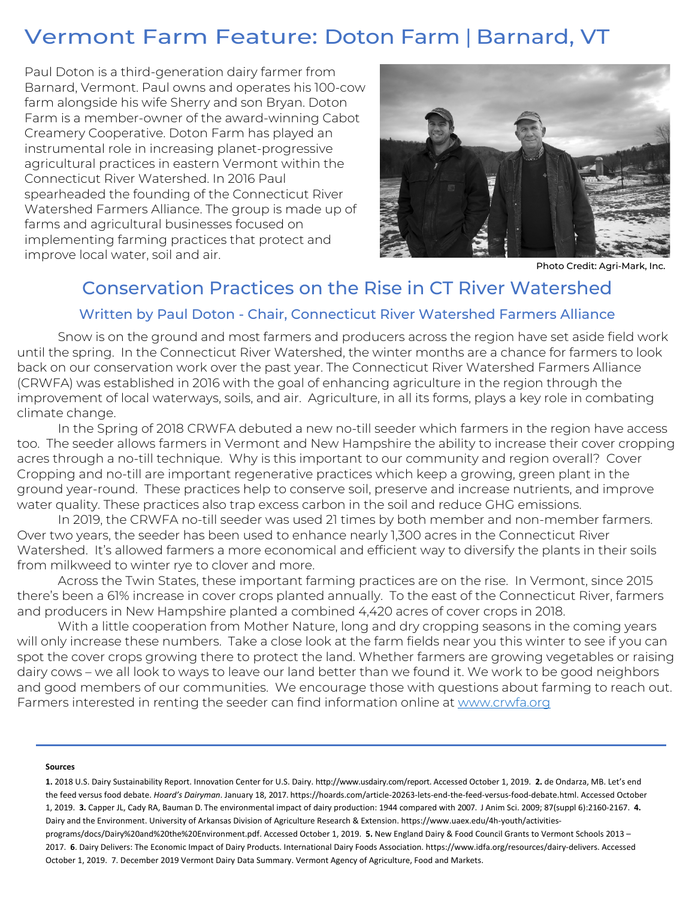# Vermont Farm Feature: Doton Farm | Barnard, VT

Paul Doton is a third-generation dairy farmer from Barnard, Vermont. Paul owns and operates his 100-cow farm alongside his wife Sherry and son Bryan. Doton Farm is a member-owner of the award-winning Cabot Creamery Cooperative. Doton Farm has played an instrumental role in increasing planet-progressive agricultural practices in eastern Vermont within the Connecticut River Watershed. In 2016 Paul spearheaded the founding of the Connecticut River Watershed Farmers Alliance. The group is made up of farms and agricultural businesses focused on implementing farming practices that protect and improve local water, soil and air.

Photo Credit: Agri-Mark, Inc.

## Conservation Practices on the Rise in CT River Watershed

### Written by Paul Doton - Chair, Connecticut River Watershed Farmers Alliance

Snow is on the ground and most farmers and producers across the region have set aside field work until the spring. In the Connecticut River Watershed, the winter months are a chance for farmers to look back on our conservation work over the past year. The Connecticut River Watershed Farmers Alliance (CRWFA) was established in 2016 with the goal of enhancing agriculture in the region through the improvement of local waterways, soils, and air. Agriculture, in all its forms, plays a key role in combating climate change.

In the Spring of 2018 CRWFA debuted a new no-till seeder which farmers in the region have access too. The seeder allows farmers in Vermont and New Hampshire the ability to increase their cover cropping acres through a no-till technique. Why is this important to our community and region overall? Cover Cropping and no-till are important regenerative practices which keep a growing, green plant in the ground year-round. These practices help to conserve soil, preserve and increase nutrients, and improve water quality. These practices also trap excess carbon in the soil and reduce GHG emissions.

In 2019, the CRWFA no-till seeder was used 21 times by both member and non-member farmers. Over two years, the seeder has been used to enhance nearly 1,300 acres in the Connecticut River Watershed. It's allowed farmers a more economical and efficient way to diversify the plants in their soils from milkweed to winter rye to clover and more.

Across the Twin States, these important farming practices are on the rise. In Vermont, since 2015 there's been a 61% increase in cover crops planted annually. To the east of the Connecticut River, farmers and producers in New Hampshire planted a combined 4,420 acres of cover crops in 2018.

With a little cooperation from Mother Nature, long and dry cropping seasons in the coming years will only increase these numbers. Take a close look at the farm fields near you this winter to see if you can spot the cover crops growing there to protect the land. Whether farmers are growing vegetables or raising dairy cows – we all look to ways to leave our land better than we found it. We work to be good neighbors and good members of our communities. We encourage those with questions about farming to reach out. Farmers interested in renting the seeder can find information online at [www.crwfa.org](www.crwfa.org)

---

**Sources**

**1.** 2018 U.S. Dairy Sustainability Report. Innovation Center for U.S. Dairy. http://www.usdairy.com/report. Accessed October 1, 2019. **2.** de Ondarza, MB. Let's end the feed versus food debate. *Hoard's Dairyman*. January 18, 2017. https://hoards.com/article-20263-lets-end-the-feed-versus-food-debate.html. Accessed October 1, 2019. **3.** Capper JL, Cady RA, Bauman D. The environmental impact of dairy production: 1944 compared with 2007. J Anim Sci. 2009; 87(suppl 6):2160-2167. **4.** Dairy and the Environment. University of Arkansas Division of Agriculture Research & Extension. https://www.uaex.edu/4h-youth/activities-programs/docs/Dairy%20and%20the%20Environment.pdf. Accessed October 1, 2019. **5.** New England Dairy & Food Council Grants to Vermont Schools 2013 – 2017. **6**. Dairy Delivers: The Economic Impact of Dairy Products. International Dairy Foods Association. https://www.idfa.org/resources/dairy-delivers. Accessed October 1, 2019. 7. December 2019 Vermont Dairy Data Summary. Vermont Agency of Agriculture, Food and Markets.